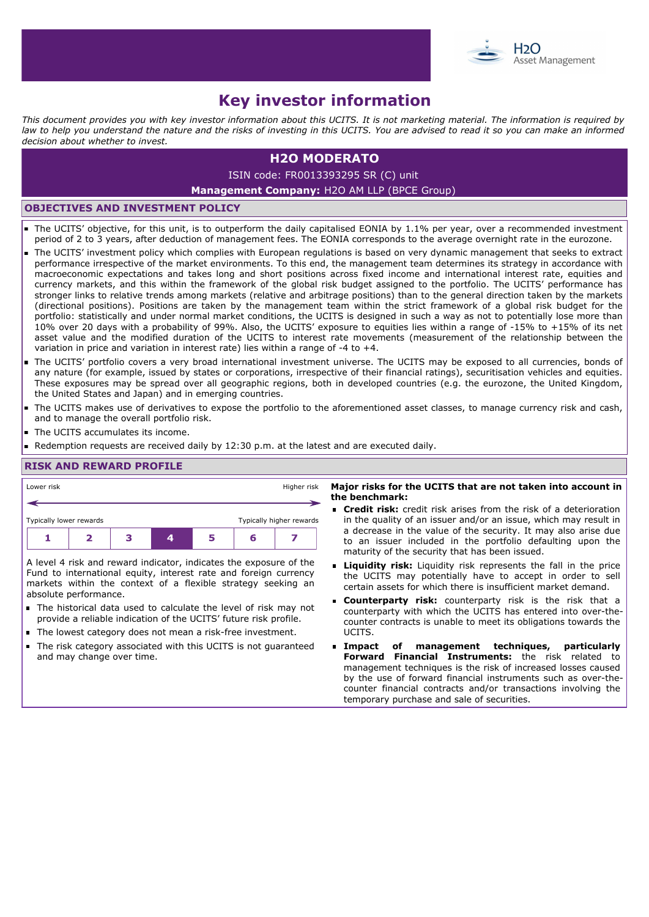H2O Asset Management

# Key investor information

*This document provides you with key investor information about this UCITS. It is not marketing material. The information is required by law to help you understand the nature and the risks of investing in this UCITS. You are advised to read it so you can make an informed decision about whether to invest.*

## H2O MODERATO

ISIN code: FR0013393295 SR (C) unit

**Management Company:** H2O AM LLP (BPCE Group)

## OBJECTIVES AND INVESTMENT POLICY

- The UCITS' objective, for this unit, is to outperform the daily capitalised EONIA by 1.1% per year, over a recommended investment period of 2 to 3 years, after deduction of management fees. The EONIA corresponds to the average overnight rate in the eurozone.
- The UCITS' investment policy which complies with European regulations is based on very dynamic management that seeks to extract performance irrespective of the market environments. To this end, the management team determines its strategy in accordance with macroeconomic expectations and takes long and short positions across fixed income and international interest rate, equities and currency markets, and this within the framework of the global risk budget assigned to the portfolio. The UCITS' performance has stronger links to relative trends among markets (relative and arbitrage positions) than to the general direction taken by the markets (directional positions). Positions are taken by the management team within the strict framework of a global risk budget for the portfolio: statistically and under normal market conditions, the UCITS is designed in such a way as not to potentially lose more than 10% over 20 days with a probability of 99%. Also, the UCITS' exposure to equities lies within a range of -15% to +15% of its net asset value and the modified duration of the UCITS to interest rate movements (measurement of the relationship between the variation in price and variation in interest rate) lies within a range of -4 to +4.
- The UCITS' portfolio covers a very broad international investment universe. The UCITS may be exposed to all currencies, bonds of any nature (for example, issued by states or corporations, irrespective of their financial ratings), securitisation vehicles and equities. These exposures may be spread over all geographic regions, both in developed countries (e.g. the eurozone, the United Kingdom, the United States and Japan) and in emerging countries.
- The UCITS makes use of derivatives to expose the portfolio to the aforementioned asset classes, to manage currency risk and cash, and to manage the overall portfolio risk.
- The UCITS accumulates its income.
- Redemption requests are received daily by 12:30 p.m. at the latest and are executed daily.

## RISK AND REWARD PROFILE

Lower risk ←→ Higher risk

Typically lower rewards — Typically higher rewards

| 1 | 2 | 3 | **4** | 5 | 6 | 7 |
|---|---|---|---|---|---|---|

A level 4 risk and reward indicator, indicates the exposure of the Fund to international equity, interest rate and foreign currency markets within the context of a flexible strategy seeking an absolute performance.

- The historical data used to calculate the level of risk may not provide a reliable indication of the UCITS' future risk profile.
- The lowest category does not mean a risk-free investment.
- The risk category associated with this UCITS is not guaranteed and may change over time.

**Major risks for the UCITS that are not taken into account in the benchmark:**

- **Credit risk:** credit risk arises from the risk of a deterioration in the quality of an issuer and/or an issue, which may result in a decrease in the value of the security. It may also arise due to an issuer included in the portfolio defaulting upon the maturity of the security that has been issued.
- **Liquidity risk:** Liquidity risk represents the fall in the price the UCITS may potentially have to accept in order to sell certain assets for which there is insufficient market demand.
- **Counterparty risk:** counterparty risk is the risk that a counterparty with which the UCITS has entered into over-the-counter contracts is unable to meet its obligations towards the UCITS.
- **Impact of management techniques, particularly Forward Financial Instruments:** the risk related to management techniques is the risk of increased losses caused by the use of forward financial instruments such as over-the-counter financial contracts and/or transactions involving the temporary purchase and sale of securities.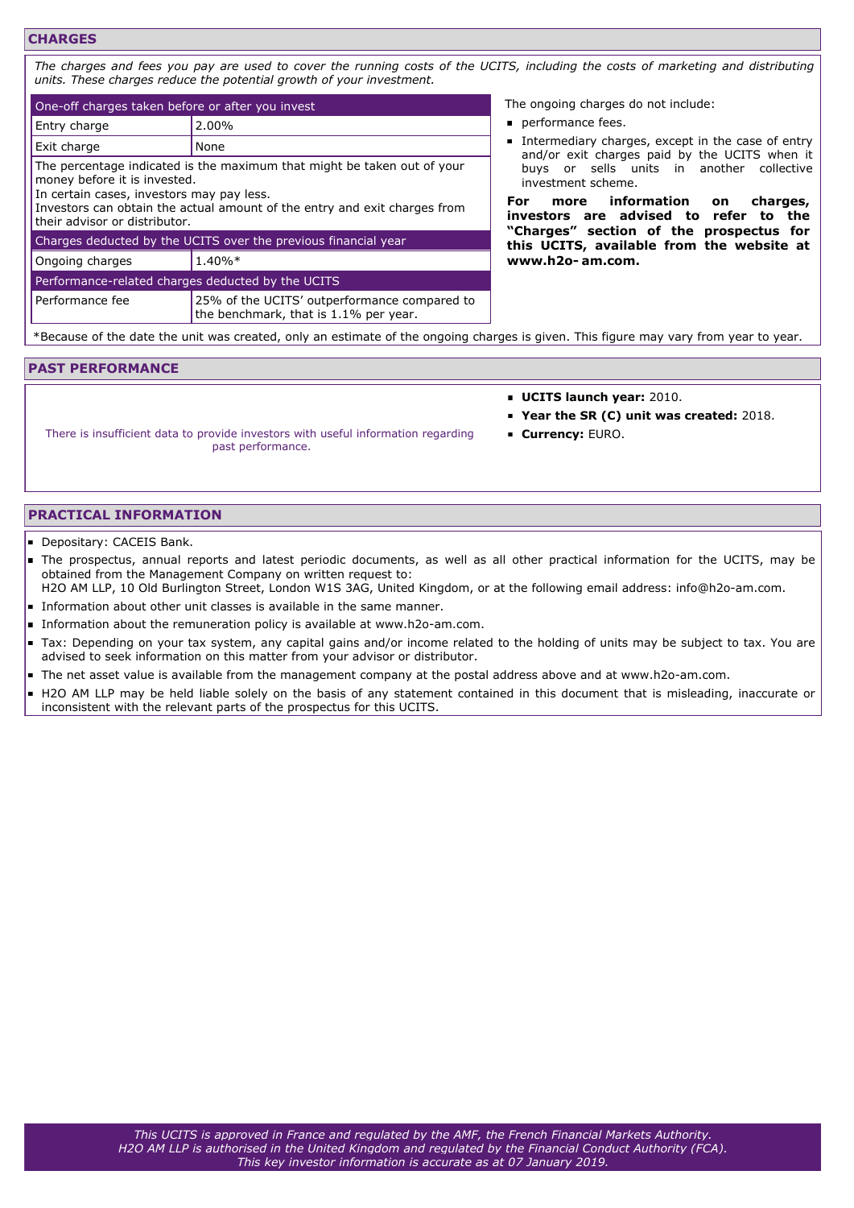## CHARGES

*The charges and fees you pay are used to cover the running costs of the UCITS, including the costs of marketing and distributing units. These charges reduce the potential growth of your investment.*

| One-off charges taken before or after you invest | |
|---|---|
| Entry charge | 2.00% |
| Exit charge | None |
| The percentage indicated is the maximum that might be taken out of your money before it is invested. In certain cases, investors may pay less. Investors can obtain the actual amount of the entry and exit charges from their advisor or distributor. | |
| **Charges deducted by the UCITS over the previous financial year** | |
| Ongoing charges | 1.40%* |
| **Performance-related charges deducted by the UCITS** | |
| Performance fee | 25% of the UCITS' outperformance compared to the benchmark, that is 1.1% per year. |

The ongoing charges do not include:

- performance fees.
- Intermediary charges, except in the case of entry and/or exit charges paid by the UCITS when it buys or sells units in another collective investment scheme.

**For more information on charges, investors are advised to refer to the "Charges" section of the prospectus for this UCITS, available from the website at www.h2o-am.com.**

*Because of the date the unit was created, only an estimate of the ongoing charges is given. This figure may vary from year to year.

## PAST PERFORMANCE

There is insufficient data to provide investors with useful information regarding past performance.

- **UCITS launch year:** 2010.
- **Year the SR (C) unit was created:** 2018.
- **Currency:** EURO.

## PRACTICAL INFORMATION

- Depositary: CACEIS Bank.
- The prospectus, annual reports and latest periodic documents, as well as all other practical information for the UCITS, may be obtained from the Management Company on written request to:
  H2O AM LLP, 10 Old Burlington Street, London W1S 3AG, United Kingdom, or at the following email address: info@h2o-am.com.
- Information about other unit classes is available in the same manner.
- Information about the remuneration policy is available at www.h2o-am.com.
- Tax: Depending on your tax system, any capital gains and/or income related to the holding of units may be subject to tax. You are advised to seek information on this matter from your advisor or distributor.
- The net asset value is available from the management company at the postal address above and at www.h2o-am.com.
- H2O AM LLP may be held liable solely on the basis of any statement contained in this document that is misleading, inaccurate or inconsistent with the relevant parts of the prospectus for this UCITS.

*This UCITS is approved in France and regulated by the AMF, the French Financial Markets Authority.*
*H2O AM LLP is authorised in the United Kingdom and regulated by the Financial Conduct Authority (FCA).*
*This key investor information is accurate as at 07 January 2019.*